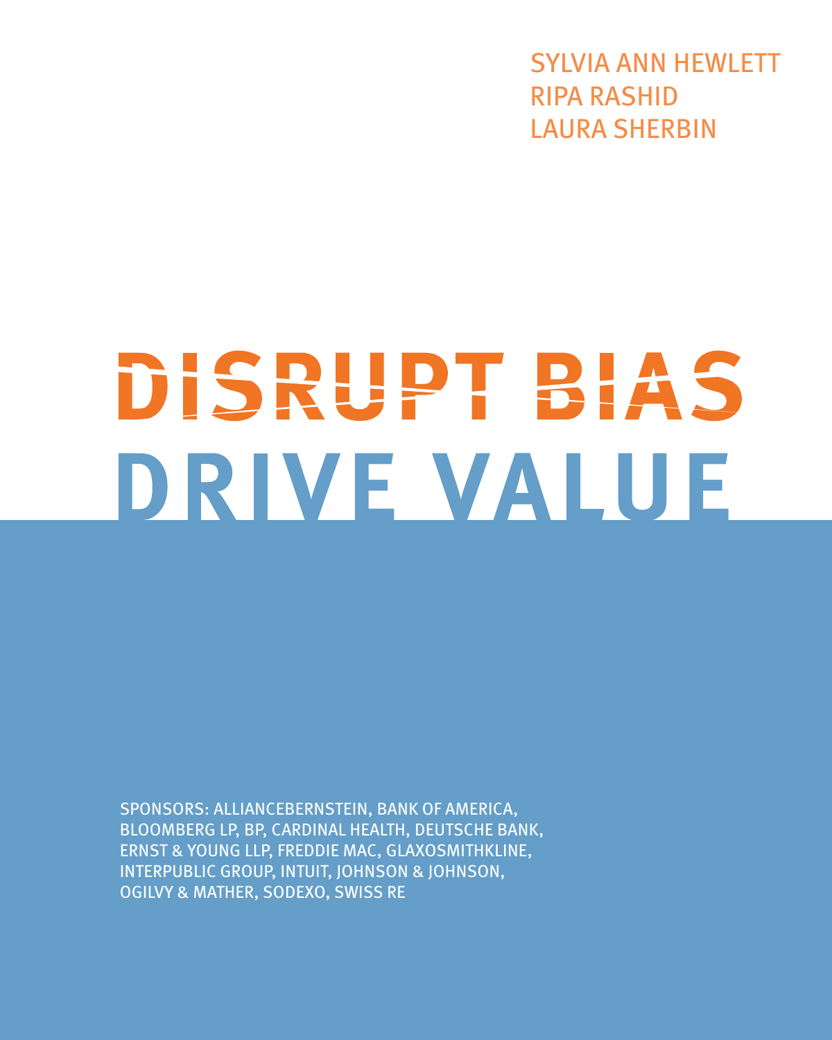SYLVIA ANN HEWLETT
RIPA RASHID
LAURA SHERBIN

# DISRUPT BIAS DRIVE VALUE

SPONSORS: ALLIANCEBERNSTEIN, BANK OF AMERICA, BLOOMBERG LP, BP, CARDINAL HEALTH, DEUTSCHE BANK, ERNST & YOUNG LLP, FREDDIE MAC, GLAXOSMITHKLINE, INTERPUBLIC GROUP, INTUIT, JOHNSON & JOHNSON, OGILVY & MATHER, SODEXO, SWISS RE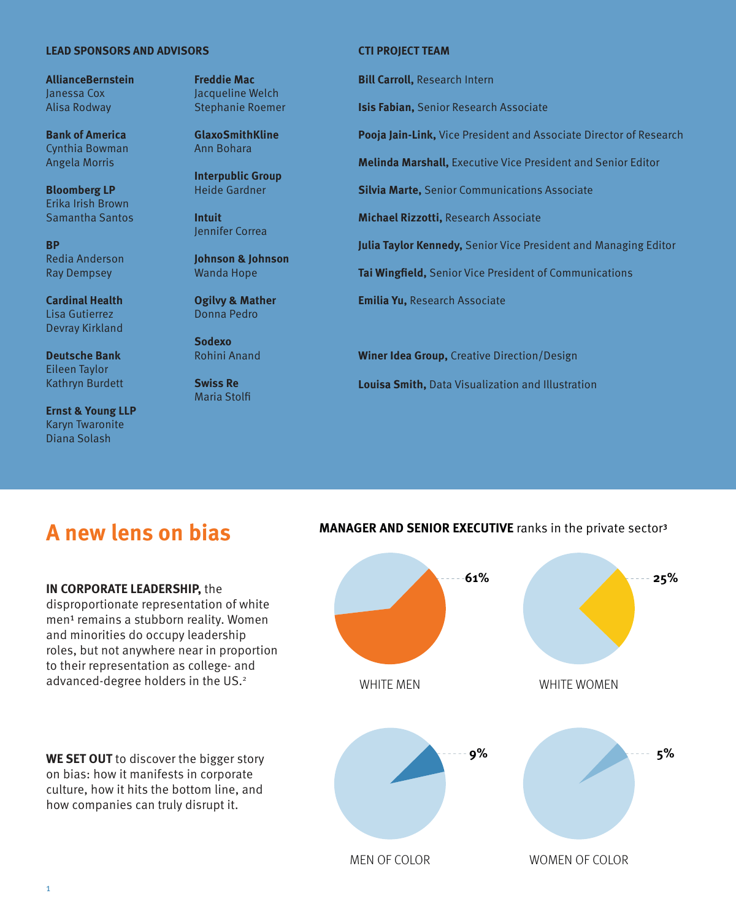### LEAD SPONSORS AND ADVISORS

**AllianceBernstein**
Janessa Cox
Alisa Rodway

**Bank of America**
Cynthia Bowman
Angela Morris

**Bloomberg LP**
Erika Irish Brown
Samantha Santos

**BP**
Redia Anderson
Ray Dempsey

**Cardinal Health**
Lisa Gutierrez
Devray Kirkland

**Deutsche Bank**
Eileen Taylor
Kathryn Burdett

**Ernst & Young LLP**
Karyn Twaronite
Diana Solash

**Freddie Mac**
Jacqueline Welch
Stephanie Roemer

**GlaxoSmithKline**
Ann Bohara

**Interpublic Group**
Heide Gardner

**Intuit**
Jennifer Correa

**Johnson & Johnson**
Wanda Hope

**Ogilvy & Mather**
Donna Pedro

**Sodexo**
Rohini Anand

**Swiss Re**
Maria Stolfi

### CTI PROJECT TEAM

**Bill Carroll,** Research Intern

**Isis Fabian,** Senior Research Associate

**Pooja Jain-Link,** Vice President and Associate Director of Research

**Melinda Marshall,** Executive Vice President and Senior Editor

**Silvia Marte,** Senior Communications Associate

**Michael Rizzotti,** Research Associate

**Julia Taylor Kennedy,** Senior Vice President and Managing Editor

**Tai Wingfield,** Senior Vice President of Communications

**Emilia Yu,** Research Associate

**Winer Idea Group,** Creative Direction/Design

**Louisa Smith,** Data Visualization and Illustration

# A new lens on bias

**IN CORPORATE LEADERSHIP,** the disproportionate representation of white men[1] remains a stubborn reality. Women and minorities do occupy leadership roles, but not anywhere near in proportion to their representation as college- and advanced-degree holders in the US.[2]

**WE SET OUT** to discover the bigger story on bias: how it manifests in corporate culture, how it hits the bottom line, and how companies can truly disrupt it.

**MANAGER AND SENIOR EXECUTIVE** ranks in the private sector[3]

| Group | Share |
|---|---|
| WHITE MEN | 61% |
| WHITE WOMEN | 25% |
| MEN OF COLOR | 9% |
| WOMEN OF COLOR | 5% |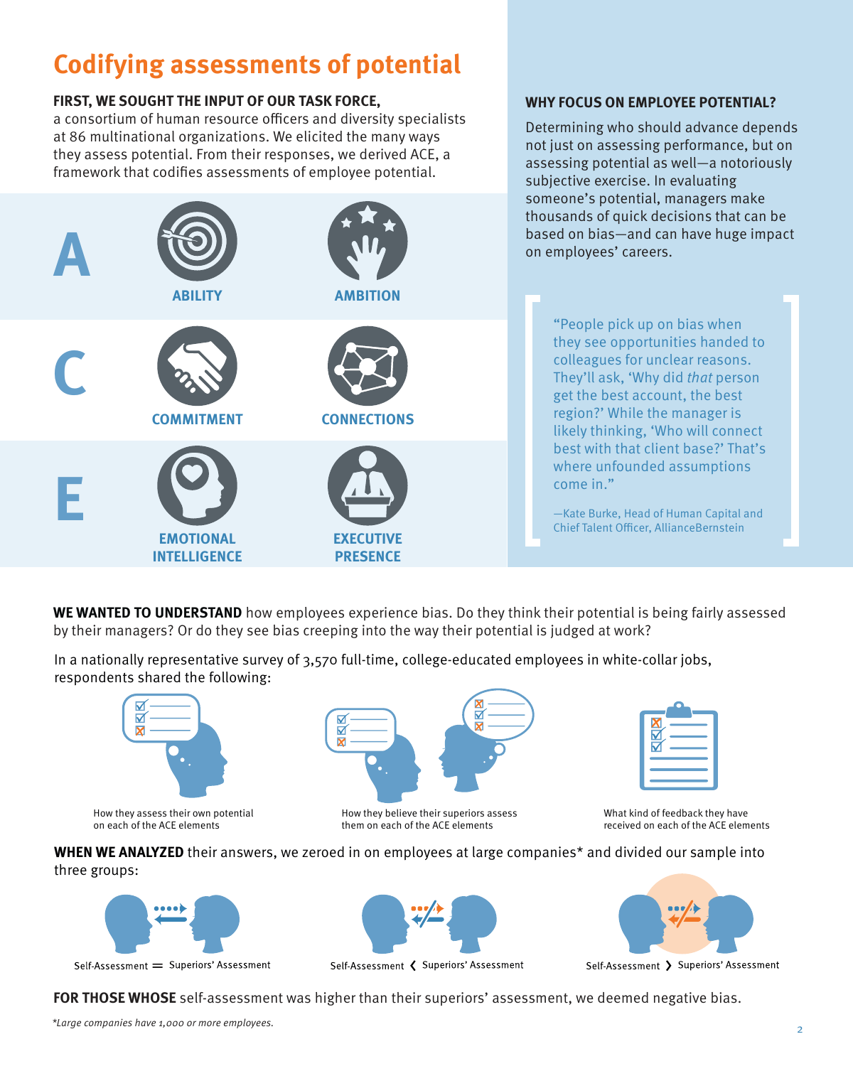# Codifying assessments of potential

**FIRST, WE SOUGHT THE INPUT OF OUR TASK FORCE,** a consortium of human resource officers and diversity specialists at 86 multinational organizations. We elicited the many ways they assess potential. From their responses, we derived ACE, a framework that codifies assessments of employee potential.

**A**
- ABILITY
- AMBITION

**C**
- COMMITMENT
- CONNECTIONS

**E**
- EMOTIONAL INTELLIGENCE
- EXECUTIVE PRESENCE

### WHY FOCUS ON EMPLOYEE POTENTIAL?

Determining who should advance depends not just on assessing performance, but on assessing potential as well—a notoriously subjective exercise. In evaluating someone's potential, managers make thousands of quick decisions that can be based on bias—and can have huge impact on employees' careers.

> "People pick up on bias when they see opportunities handed to colleagues for unclear reasons. They'll ask, 'Why did *that* person get the best account, the best region?' While the manager is likely thinking, 'Who will connect best with that client base?' That's where unfounded assumptions come in."
>
> —Kate Burke, Head of Human Capital and Chief Talent Officer, AllianceBernstein

**WE WANTED TO UNDERSTAND** how employees experience bias. Do they think their potential is being fairly assessed by their managers? Or do they see bias creeping into the way their potential is judged at work?

In a nationally representative survey of 3,570 full-time, college-educated employees in white-collar jobs, respondents shared the following:

- How they assess their own potential on each of the ACE elements
- How they believe their superiors assess them on each of the ACE elements
- What kind of feedback they have received on each of the ACE elements

**WHEN WE ANALYZED** their answers, we zeroed in on employees at large companies* and divided our sample into three groups:

- Self-Assessment = Superiors' Assessment
- Self-Assessment < Superiors' Assessment
- Self-Assessment > Superiors' Assessment

**FOR THOSE WHOSE** self-assessment was higher than their superiors' assessment, we deemed negative bias.

*\*Large companies have 1,000 or more employees.*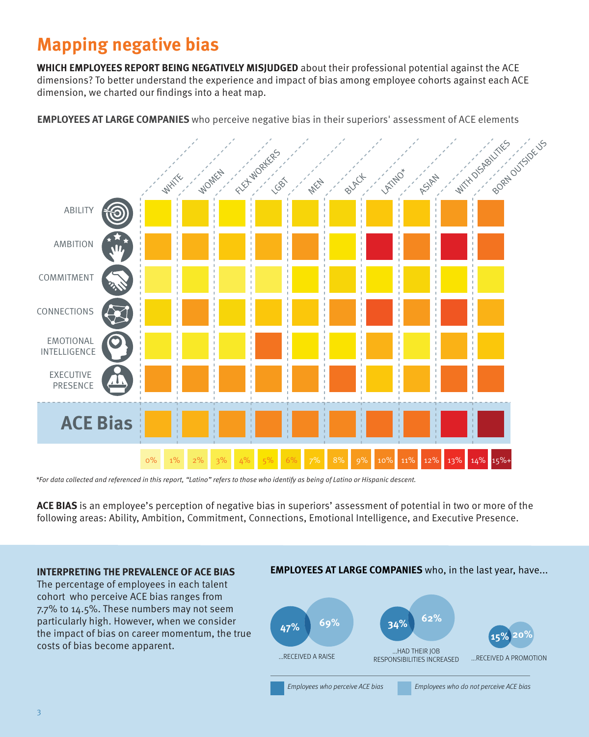# Mapping negative bias

**WHICH EMPLOYEES REPORT BEING NEGATIVELY MISJUDGED** about their professional potential against the ACE dimensions? To better understand the experience and impact of bias among employee cohorts against each ACE dimension, we charted our findings into a heat map.

**EMPLOYEES AT LARGE COMPANIES** who perceive negative bias in their superiors' assessment of ACE elements

WHITE · WOMEN · FLEX WORKERS · LGBT · MEN · BLACK · LATINO* · ASIAN · WITH DISABILITIES · BORN OUTSIDE US

ABILITY · AMBITION · COMMITMENT · CONNECTIONS · EMOTIONAL INTELLIGENCE · EXECUTIVE PRESENCE

**ACE Bias**

0% · 1% · 2% · 3% · 4% · 5% · 6% · 7% · 8% · 9% · 10% · 11% · 12% · 13% · 14% · 15%+

*For data collected and referenced in this report, "Latino" refers to those who identify as being of Latino or Hispanic descent.*

**ACE BIAS** is an employee's perception of negative bias in superiors' assessment of potential in two or more of the following areas: Ability, Ambition, Commitment, Connections, Emotional Intelligence, and Executive Presence.

### INTERPRETING THE PREVALENCE OF ACE BIAS

The percentage of employees in each talent cohort who perceive ACE bias ranges from 7.7% to 14.5%. These numbers may not seem particularly high. However, when we consider the impact of bias on career momentum, the true costs of bias become apparent.

**EMPLOYEES AT LARGE COMPANIES** who, in the last year, have...

| | Employees who perceive ACE bias | Employees who do not perceive ACE bias |
|---|---|---|
| ...RECEIVED A RAISE | 47% | 69% |
| ...HAD THEIR JOB RESPONSIBILITIES INCREASED | 34% | 62% |
| ...RECEIVED A PROMOTION | 15% | 20% |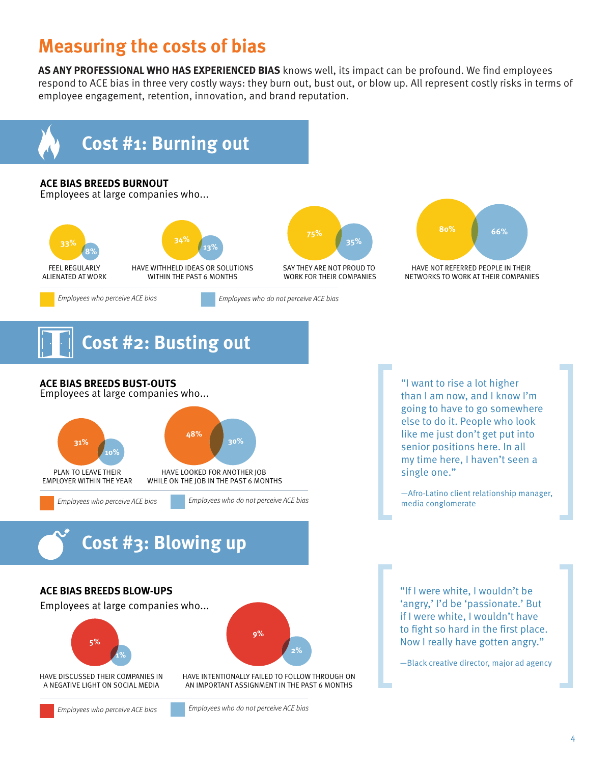# Measuring the costs of bias

**AS ANY PROFESSIONAL WHO HAS EXPERIENCED BIAS** knows well, its impact can be profound. We find employees respond to ACE bias in three very costly ways: they burn out, bust out, or blow up. All represent costly risks in terms of employee engagement, retention, innovation, and brand reputation.

## Cost #1: Burning out

**ACE BIAS BREEDS BURNOUT**
Employees at large companies who...

| | Employees who perceive ACE bias | Employees who do not perceive ACE bias |
|---|---|---|
| FEEL REGULARLY ALIENATED AT WORK | 33% | 8% |
| HAVE WITHHELD IDEAS OR SOLUTIONS WITHIN THE PAST 6 MONTHS | 34% | 13% |
| SAY THEY ARE NOT PROUD TO WORK FOR THEIR COMPANIES | 75% | 35% |
| HAVE NOT REFERRED PEOPLE IN THEIR NETWORKS TO WORK AT THEIR COMPANIES | 80% | 66% |

## Cost #2: Busting out

**ACE BIAS BREEDS BUST-OUTS**
Employees at large companies who...

| | Employees who perceive ACE bias | Employees who do not perceive ACE bias |
|---|---|---|
| PLAN TO LEAVE THEIR EMPLOYER WITHIN THE YEAR | 31% | 10% |
| HAVE LOOKED FOR ANOTHER JOB WHILE ON THE JOB IN THE PAST 6 MONTHS | 48% | 30% |

> "I want to rise a lot higher than I am now, and I know I'm going to have to go somewhere else to do it. People who look like me just don't get put into senior positions here. In all my time here, I haven't seen a single one."
>
> —Afro-Latino client relationship manager, media conglomerate

## Cost #3: Blowing up

**ACE BIAS BREEDS BLOW-UPS**
Employees at large companies who...

| | Employees who perceive ACE bias | Employees who do not perceive ACE bias |
|---|---|---|
| HAVE DISCUSSED THEIR COMPANIES IN A NEGATIVE LIGHT ON SOCIAL MEDIA | 5% | 1% |
| HAVE INTENTIONALLY FAILED TO FOLLOW THROUGH ON AN IMPORTANT ASSIGNMENT IN THE PAST 6 MONTHS | 9% | 2% |

> "If I were white, I wouldn't be 'angry,' I'd be 'passionate.' But if I were white, I wouldn't have to fight so hard in the first place. Now I really have gotten angry."
>
> —Black creative director, major ad agency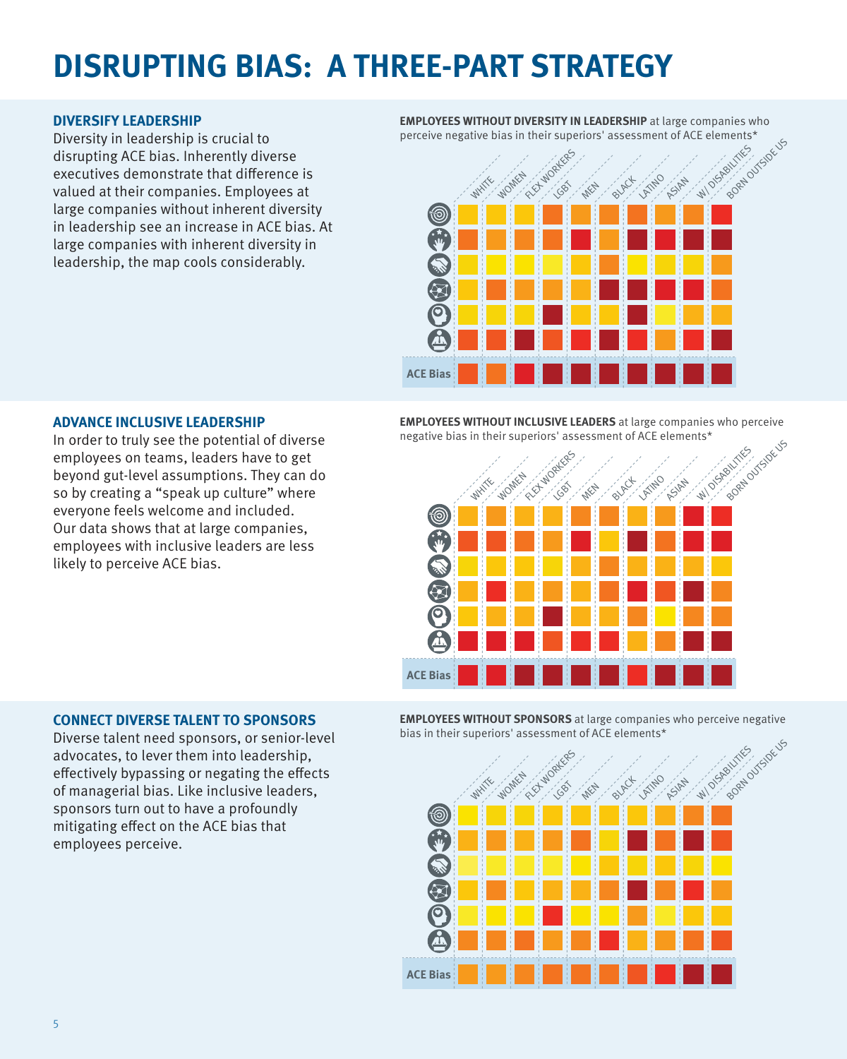# DISRUPTING BIAS: A THREE-PART STRATEGY

## DIVERSIFY LEADERSHIP

Diversity in leadership is crucial to disrupting ACE bias. Inherently diverse executives demonstrate that difference is valued at their companies. Employees at large companies without inherent diversity in leadership see an increase in ACE bias. At large companies with inherent diversity in leadership, the map cools considerably.

**EMPLOYEES WITHOUT DIVERSITY IN LEADERSHIP** at large companies who perceive negative bias in their superiors' assessment of ACE elements*

WHITE · WOMEN · FLEX WORKERS · LGBT · MEN · BLACK · LATINO · ASIAN · W/ DISABILITIES · BORN OUTSIDE US

ACE Bias

## ADVANCE INCLUSIVE LEADERSHIP

In order to truly see the potential of diverse employees on teams, leaders have to get beyond gut-level assumptions. They can do so by creating a "speak up culture" where everyone feels welcome and included. Our data shows that at large companies, employees with inclusive leaders are less likely to perceive ACE bias.

**EMPLOYEES WITHOUT INCLUSIVE LEADERS** at large companies who perceive negative bias in their superiors' assessment of ACE elements*

WHITE · WOMEN · FLEX WORKERS · LGBT · MEN · BLACK · LATINO · ASIAN · W/ DISABILITIES · BORN OUTSIDE US

ACE Bias

## CONNECT DIVERSE TALENT TO SPONSORS

Diverse talent need sponsors, or senior-level advocates, to lever them into leadership, effectively bypassing or negating the effects of managerial bias. Like inclusive leaders, sponsors turn out to have a profoundly mitigating effect on the ACE bias that employees perceive.

**EMPLOYEES WITHOUT SPONSORS** at large companies who perceive negative bias in their superiors' assessment of ACE elements*

WHITE · WOMEN · FLEX WORKERS · LGBT · MEN · BLACK · LATINO · ASIAN · W/ DISABILITIES · BORN OUTSIDE US

ACE Bias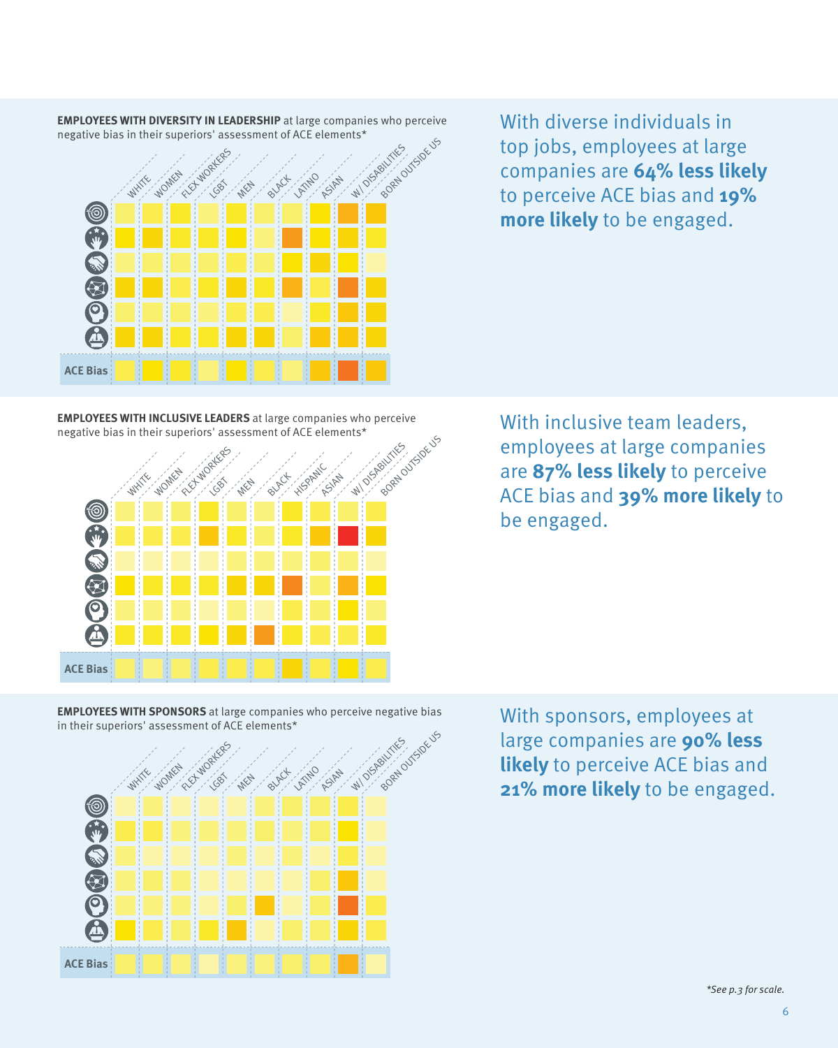**EMPLOYEES WITH DIVERSITY IN LEADERSHIP** at large companies who perceive negative bias in their superiors' assessment of ACE elements*

WHITE, WOMEN, FLEX WORKERS, LGBT, MEN, BLACK, LATINO, ASIAN, W/ DISABILITIES, BORN OUTSIDE US

ACE Bias

With diverse individuals in top jobs, employees at large companies are **64% less likely** to perceive ACE bias and **19% more likely** to be engaged.

**EMPLOYEES WITH INCLUSIVE LEADERS** at large companies who perceive negative bias in their superiors' assessment of ACE elements*

WHITE, WOMEN, FLEX WORKERS, LGBT, MEN, BLACK, HISPANIC, ASIAN, W/ DISABILITIES, BORN OUTSIDE US

ACE Bias

With inclusive team leaders, employees at large companies are **87% less likely** to perceive ACE bias and **39% more likely** to be engaged.

**EMPLOYEES WITH SPONSORS** at large companies who perceive negative bias in their superiors' assessment of ACE elements*

WHITE, WOMEN, FLEX WORKERS, LGBT, MEN, BLACK, LATINO, ASIAN, W/ DISABILITIES, BORN OUTSIDE US

ACE Bias

With sponsors, employees at large companies are **90% less likely** to perceive ACE bias and **21% more likely** to be engaged.

*See p.3 for scale.*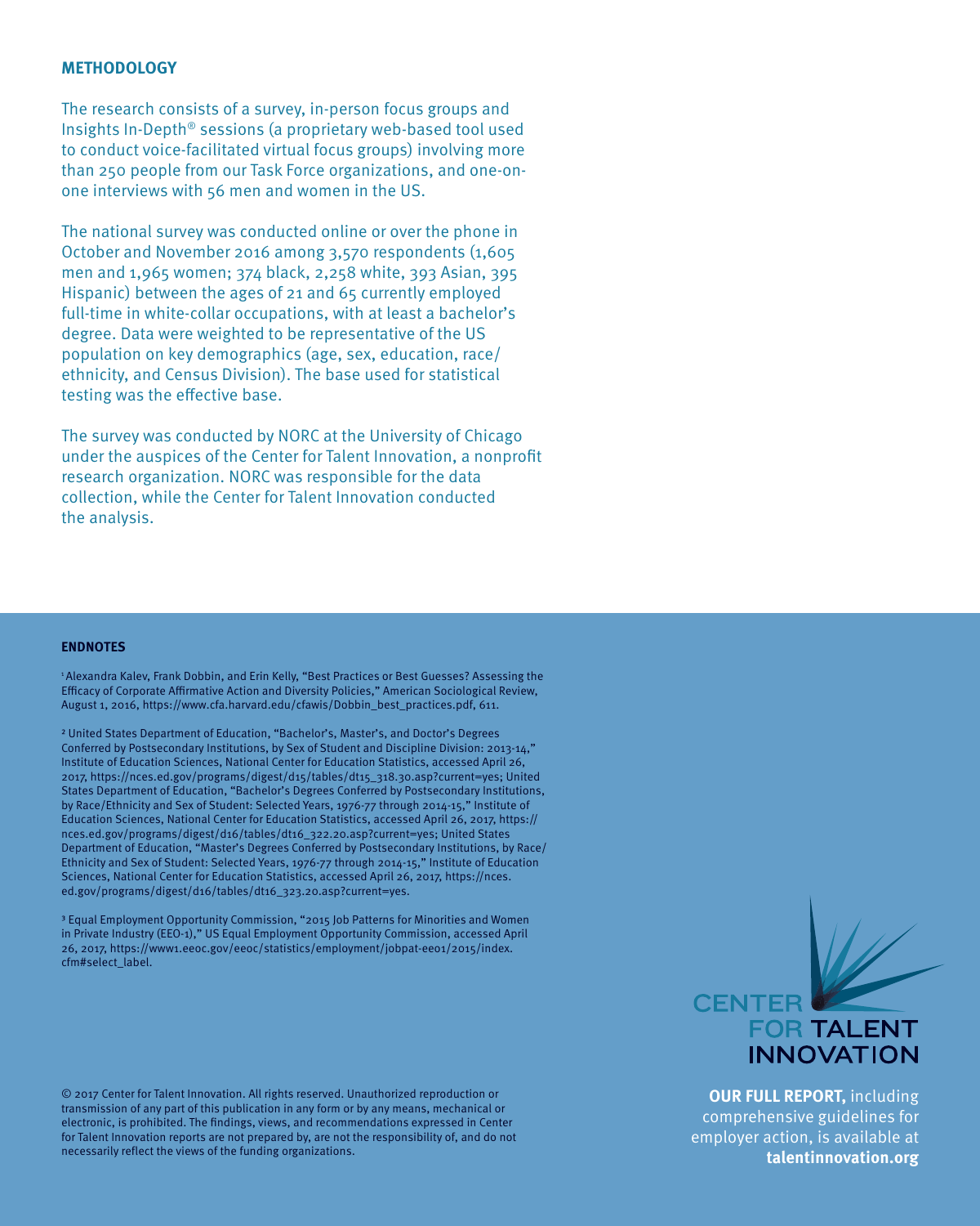## METHODOLOGY

The research consists of a survey, in-person focus groups and Insights In-Depth® sessions (a proprietary web-based tool used to conduct voice-facilitated virtual focus groups) involving more than 250 people from our Task Force organizations, and one-on-one interviews with 56 men and women in the US.

The national survey was conducted online or over the phone in October and November 2016 among 3,570 respondents (1,605 men and 1,965 women; 374 black, 2,258 white, 393 Asian, 395 Hispanic) between the ages of 21 and 65 currently employed full-time in white-collar occupations, with at least a bachelor's degree. Data were weighted to be representative of the US population on key demographics (age, sex, education, race/ethnicity, and Census Division). The base used for statistical testing was the effective base.

The survey was conducted by NORC at the University of Chicago under the auspices of the Center for Talent Innovation, a nonprofit research organization. NORC was responsible for the data collection, while the Center for Talent Innovation conducted the analysis.

### ENDNOTES

[1] Alexandra Kalev, Frank Dobbin, and Erin Kelly, "Best Practices or Best Guesses? Assessing the Efficacy of Corporate Affirmative Action and Diversity Policies," American Sociological Review, August 1, 2016, https://www.cfa.harvard.edu/cfawis/Dobbin_best_practices.pdf, 611.

[2] United States Department of Education, "Bachelor's, Master's, and Doctor's Degrees Conferred by Postsecondary Institutions, by Sex of Student and Discipline Division: 2013-14," Institute of Education Sciences, National Center for Education Statistics, accessed April 26, 2017, https://nces.ed.gov/programs/digest/d15/tables/dt15_318.30.asp?current=yes; United States Department of Education, "Bachelor's Degrees Conferred by Postsecondary Institutions, by Race/Ethnicity and Sex of Student: Selected Years, 1976-77 through 2014-15," Institute of Education Sciences, National Center for Education Statistics, accessed April 26, 2017, https://nces.ed.gov/programs/digest/d16/tables/dt16_322.20.asp?current=yes; United States Department of Education, "Master's Degrees Conferred by Postsecondary Institutions, by Race/Ethnicity and Sex of Student: Selected Years, 1976-77 through 2014-15," Institute of Education Sciences, National Center for Education Statistics, accessed April 26, 2017, https://nces.ed.gov/programs/digest/d16/tables/dt16_323.20.asp?current=yes.

[3] Equal Employment Opportunity Commission, "2015 Job Patterns for Minorities and Women in Private Industry (EEO-1)," US Equal Employment Opportunity Commission, accessed April 26, 2017, https://www1.eeoc.gov/eeoc/statistics/employment/jobpat-eeo1/2015/index.cfm#select_label.

© 2017 Center for Talent Innovation. All rights reserved. Unauthorized reproduction or transmission of any part of this publication in any form or by any means, mechanical or electronic, is prohibited. The findings, views, and recommendations expressed in Center for Talent Innovation reports are not prepared by, are not the responsibility of, and do not necessarily reflect the views of the funding organizations.

CENTER FOR TALENT INNOVATION

**OUR FULL REPORT,** including comprehensive guidelines for employer action, is available at **talentinnovation.org**